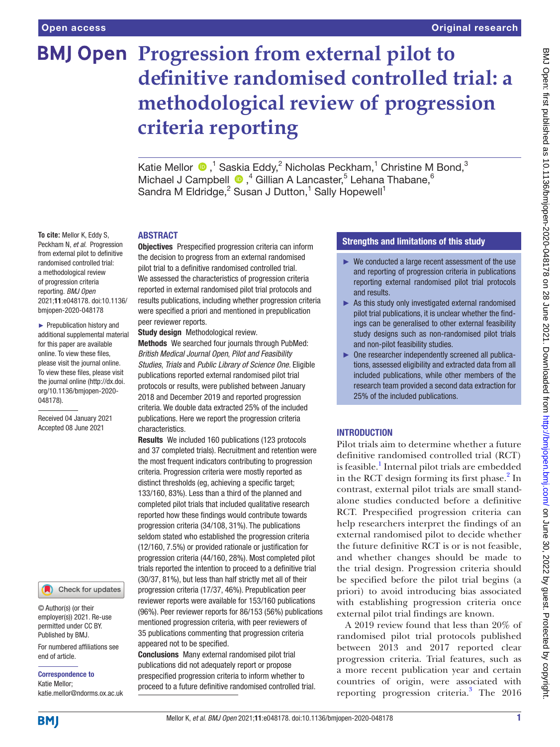# Progression from external pilot to definitive randomised controlled trial: a methodological review of progression criteria reporting

Katie Mellor [1], Saskia Eddy [2], Nicholas Peckham [1], Christine M Bond [3], Michael J Campbell [4], Gillian A Lancaster [5], Lehana Thabane [6], Sandra M Eldridge [2], Susan J Dutton [1], Sally Hopewell [1]

**To cite:** Mellor K, Eddy S, Peckham N, *et al*. Progression from external pilot to definitive randomised controlled trial: a methodological review of progression criteria reporting. *BMJ Open* 2021;**11**:e048178. doi:10.1136/bmjopen-2020-048178

► Prepublication history and additional supplemental material for this paper are available online. To view these files, please visit the journal online (http://dx.doi.org/10.1136/bmjopen-2020-048178).

Received 04 January 2021
Accepted 08 June 2021

© Author(s) (or their employer(s)) 2021. Re-use permitted under CC BY. Published by BMJ.

For numbered affiliations see end of article.

**Correspondence to**
Katie Mellor;
katie.mellor@ndorms.ox.ac.uk

## ABSTRACT

**Objectives** Prespecified progression criteria can inform the decision to progress from an external randomised pilot trial to a definitive randomised controlled trial. We assessed the characteristics of progression criteria reported in external randomised pilot trial protocols and results publications, including whether progression criteria were specified a priori and mentioned in prepublication peer reviewer reports.

**Study design** Methodological review.

**Methods** We searched four journals through PubMed: *British Medical Journal Open*, *Pilot and Feasibility Studies*, *Trials* and *Public Library of Science One*. Eligible publications reported external randomised pilot trial protocols or results, were published between January 2018 and December 2019 and reported progression criteria. We double data extracted 25% of the included publications. Here we report the progression criteria characteristics.

**Results** We included 160 publications (123 protocols and 37 completed trials). Recruitment and retention were the most frequent indicators contributing to progression criteria. Progression criteria were mostly reported as distinct thresholds (eg, achieving a specific target; 133/160, 83%). Less than a third of the planned and completed pilot trials that included qualitative research reported how these findings would contribute towards progression criteria (34/108, 31%). The publications seldom stated who established the progression criteria (12/160, 7.5%) or provided rationale or justification for progression criteria (44/160, 28%). Most completed pilot trials reported the intention to proceed to a definitive trial (30/37, 81%), but less than half strictly met all of their progression criteria (17/37, 46%). Prepublication peer reviewer reports were available for 153/160 publications (96%). Peer reviewer reports for 86/153 (56%) publications mentioned progression criteria, with peer reviewers of 35 publications commenting that progression criteria appeared not to be specified.

**Conclusions** Many external randomised pilot trial publications did not adequately report or propose prespecified progression criteria to inform whether to proceed to a future definitive randomised controlled trial.

## Strengths and limitations of this study

- ► We conducted a large recent assessment of the use and reporting of progression criteria in publications reporting external randomised pilot trial protocols and results.
- ► As this study only investigated external randomised pilot trial publications, it is unclear whether the findings can be generalised to other external feasibility study designs such as non-randomised pilot trials and non-pilot feasibility studies.
- ► One researcher independently screened all publications, assessed eligibility and extracted data from all included publications, while other members of the research team provided a second data extraction for 25% of the included publications.

## INTRODUCTION

Pilot trials aim to determine whether a future definitive randomised controlled trial (RCT) is feasible.[1] Internal pilot trials are embedded in the RCT design forming its first phase.[2] In contrast, external pilot trials are small standalone studies conducted before a definitive RCT. Prespecified progression criteria can help researchers interpret the findings of an external randomised pilot to decide whether the future definitive RCT is or is not feasible, and whether changes should be made to the trial design. Progression criteria should be specified before the pilot trial begins (a priori) to avoid introducing bias associated with establishing progression criteria once external pilot trial findings are known.

A 2019 review found that less than 20% of randomised pilot trial protocols published between 2013 and 2017 reported clear progression criteria. Trial features, such as a more recent publication year and certain countries of origin, were associated with reporting progression criteria.[3] The 2016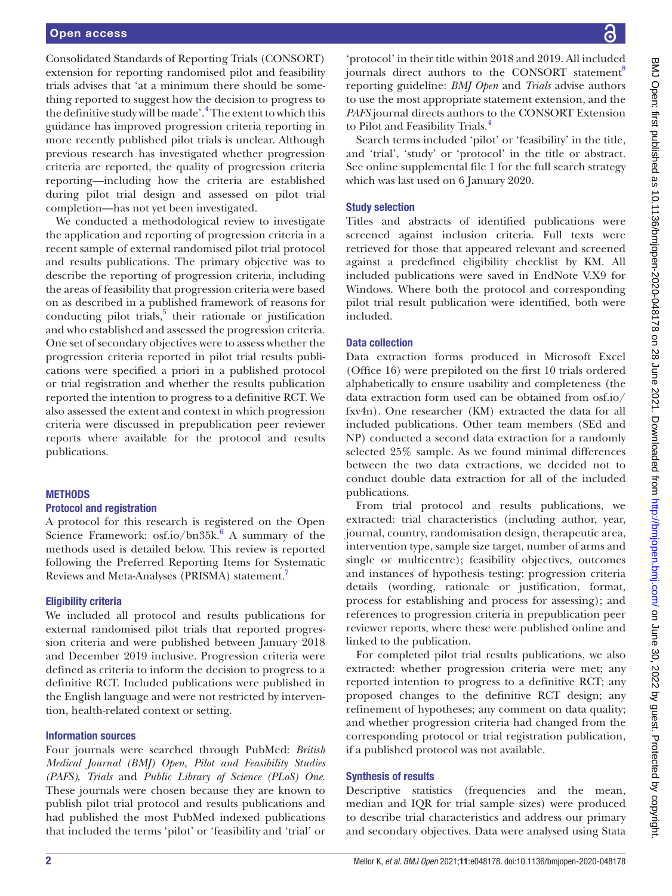Consolidated Standards of Reporting Trials (CONSORT) extension for reporting randomised pilot and feasibility trials advises that 'at a minimum there should be something reported to suggest how the decision to progress to the definitive study will be made'.[4] The extent to which this guidance has improved progression criteria reporting in more recently published pilot trials is unclear. Although previous research has investigated whether progression criteria are reported, the quality of progression criteria reporting—including how the criteria are established during pilot trial design and assessed on pilot trial completion—has not yet been investigated.

We conducted a methodological review to investigate the application and reporting of progression criteria in a recent sample of external randomised pilot trial protocol and results publications. The primary objective was to describe the reporting of progression criteria, including the areas of feasibility that progression criteria were based on as described in a published framework of reasons for conducting pilot trials,[5] their rationale or justification and who established and assessed the progression criteria. One set of secondary objectives were to assess whether the progression criteria reported in pilot trial results publications were specified a priori in a published protocol or trial registration and whether the results publication reported the intention to progress to a definitive RCT. We also assessed the extent and context in which progression criteria were discussed in prepublication peer reviewer reports where available for the protocol and results publications.

## METHODS

### Protocol and registration

A protocol for this research is registered on the Open Science Framework: osf.io/bn35k.[6] A summary of the methods used is detailed below. This review is reported following the Preferred Reporting Items for Systematic Reviews and Meta-Analyses (PRISMA) statement.[7]

### Eligibility criteria

We included all protocol and results publications for external randomised pilot trials that reported progression criteria and were published between January 2018 and December 2019 inclusive. Progression criteria were defined as criteria to inform the decision to progress to a definitive RCT. Included publications were published in the English language and were not restricted by intervention, health-related context or setting.

### Information sources

Four journals were searched through PubMed: *British Medical Journal (BMJ) Open*, *Pilot and Feasibility Studies (PAFS)*, *Trials* and *Public Library of Science (PLoS) One*. These journals were chosen because they are known to publish pilot trial protocol and results publications and had published the most PubMed indexed publications that included the terms 'pilot' or 'feasibility and 'trial' or 'protocol' in their title within 2018 and 2019. All included journals direct authors to the CONSORT statement[8] reporting guideline: *BMJ Open* and *Trials* advise authors to use the most appropriate statement extension, and the *PAFS* journal directs authors to the CONSORT Extension to Pilot and Feasibility Trials.[4]

Search terms included 'pilot' or 'feasibility' in the title, and 'trial', 'study' or 'protocol' in the title or abstract. See online supplemental file 1 for the full search strategy which was last used on 6 January 2020.

### Study selection

Titles and abstracts of identified publications were screened against inclusion criteria. Full texts were retrieved for those that appeared relevant and screened against a predefined eligibility checklist by KM. All included publications were saved in EndNote V.X9 for Windows. Where both the protocol and corresponding pilot trial result publication were identified, both were included.

### Data collection

Data extraction forms produced in Microsoft Excel (Office 16) were prepiloted on the first 10 trials ordered alphabetically to ensure usability and completeness (the data extraction form used can be obtained from osf.io/fxv4n). One researcher (KM) extracted the data for all included publications. Other team members (SEd and NP) conducted a second data extraction for a randomly selected 25% sample. As we found minimal differences between the two data extractions, we decided not to conduct double data extraction for all of the included publications.

From trial protocol and results publications, we extracted: trial characteristics (including author, year, journal, country, randomisation design, therapeutic area, intervention type, sample size target, number of arms and single or multicentre); feasibility objectives, outcomes and instances of hypothesis testing; progression criteria details (wording, rationale or justification, format, process for establishing and process for assessing); and references to progression criteria in prepublication peer reviewer reports, where these were published online and linked to the publication.

For completed pilot trial results publications, we also extracted: whether progression criteria were met; any reported intention to progress to a definitive RCT; any proposed changes to the definitive RCT design; any refinement of hypotheses; any comment on data quality; and whether progression criteria had changed from the corresponding protocol or trial registration publication, if a published protocol was not available.

### Synthesis of results

Descriptive statistics (frequencies and the mean, median and IQR for trial sample sizes) were produced to describe trial characteristics and address our primary and secondary objectives. Data were analysed using Stata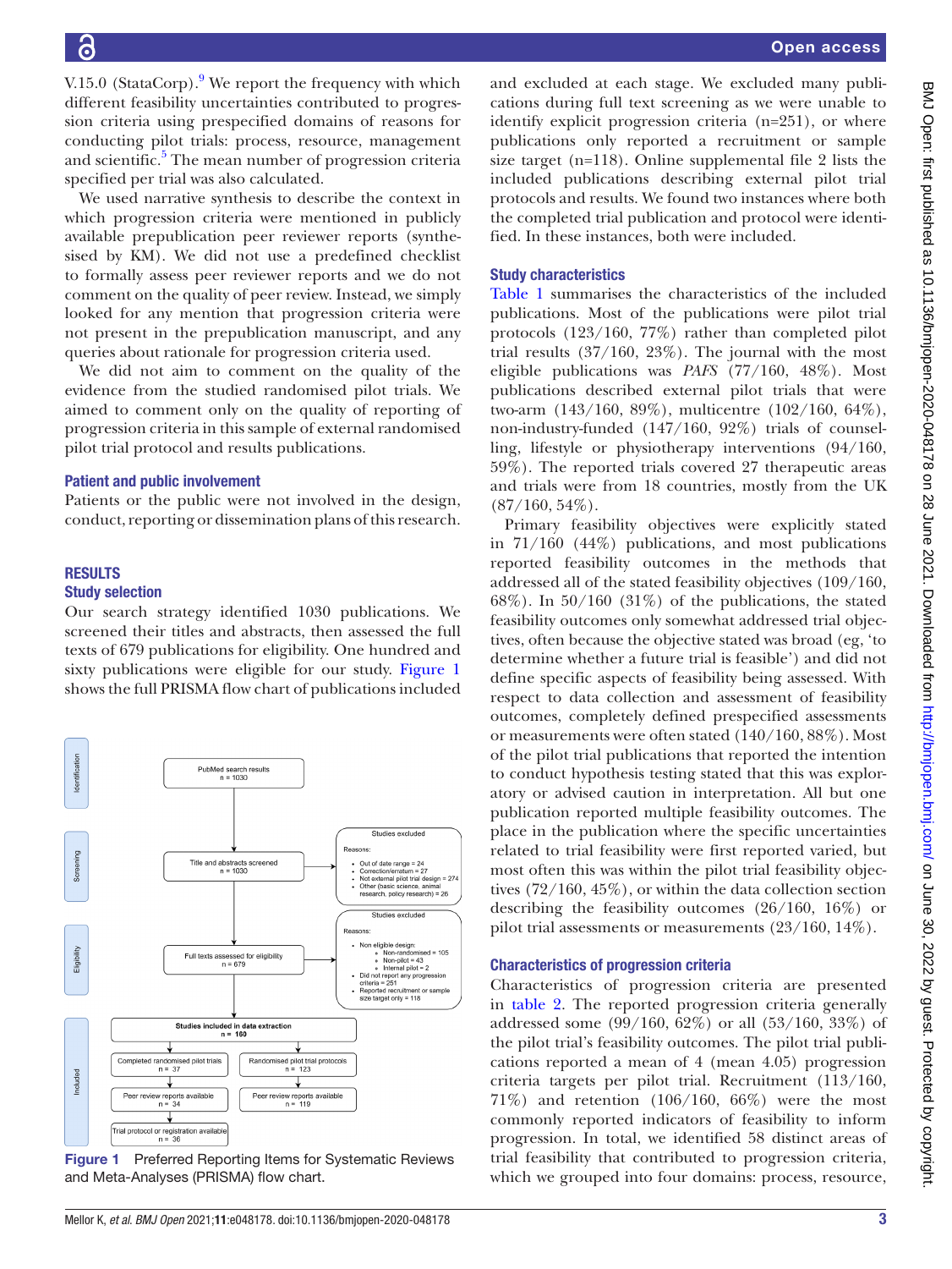V.15.0 (StataCorp).[9] We report the frequency with which different feasibility uncertainties contributed to progression criteria using prespecified domains of reasons for conducting pilot trials: process, resource, management and scientific.[5] The mean number of progression criteria specified per trial was also calculated.

We used narrative synthesis to describe the context in which progression criteria were mentioned in publicly available prepublication peer reviewer reports (synthesised by KM). We did not use a predefined checklist to formally assess peer reviewer reports and we do not comment on the quality of peer review. Instead, we simply looked for any mention that progression criteria were not present in the prepublication manuscript, and any queries about rationale for progression criteria used.

We did not aim to comment on the quality of the evidence from the studied randomised pilot trials. We aimed to comment only on the quality of reporting of progression criteria in this sample of external randomised pilot trial protocol and results publications.

### Patient and public involvement

Patients or the public were not involved in the design, conduct, reporting or dissemination plans of this research.

## RESULTS

### Study selection

Our search strategy identified 1030 publications. We screened their titles and abstracts, then assessed the full texts of 679 publications for eligibility. One hundred and sixty publications were eligible for our study. Figure 1 shows the full PRISMA flow chart of publications included and excluded at each stage. We excluded many publications during full text screening as we were unable to identify explicit progression criteria (n=251), or where publications only reported a recruitment or sample size target (n=118). Online supplemental file 2 lists the included publications describing external pilot trial protocols and results. We found two instances where both the completed trial publication and protocol were identified. In these instances, both were included.

**Identification**

- PubMed search results, n = 1030

**Screening**

- Title and abstracts screened, n = 1030
- Studies excluded. Reasons:
  - Out of date range = 24
  - Correction/erratum = 27
  - Not external pilot trial design = 274
  - Other (basic science, animal research, policy research) = 26

**Eligibility**

- Full texts assessed for eligibility, n = 679
- Studies excluded. Reasons:
  - Non eligible design:
    - Non-randomised = 105
    - Non-pilot = 43
    - Internal pilot = 2
  - Did not report any progression criteria = 251
  - Reported recruitment or sample size target only = 118

**Included**

- Studies included in data extraction, n = 160
  - Completed randomised pilot trials, n = 37
    - Peer review reports available, n = 34
    - Trial protocol or registration available, n = 36
  - Randomised pilot trial protocols, n = 123
    - Peer review reports available, n = 119

Figure 1 Preferred Reporting Items for Systematic Reviews and Meta-Analyses (PRISMA) flow chart.

### Study characteristics

Table 1 summarises the characteristics of the included publications. Most of the publications were pilot trial protocols (123/160, 77%) rather than completed pilot trial results (37/160, 23%). The journal with the most eligible publications was *PAFS* (77/160, 48%). Most publications described external pilot trials that were two-arm (143/160, 89%), multicentre (102/160, 64%), non-industry-funded (147/160, 92%) trials of counselling, lifestyle or physiotherapy interventions (94/160, 59%). The reported trials covered 27 therapeutic areas and trials were from 18 countries, mostly from the UK (87/160, 54%).

Primary feasibility objectives were explicitly stated in 71/160 (44%) publications, and most publications reported feasibility outcomes in the methods that addressed all of the stated feasibility objectives (109/160, 68%). In 50/160 (31%) of the publications, the stated feasibility outcomes only somewhat addressed trial objectives, often because the objective stated was broad (eg, 'to determine whether a future trial is feasible') and did not define specific aspects of feasibility being assessed. With respect to data collection and assessment of feasibility outcomes, completely defined prespecified assessments or measurements were often stated (140/160, 88%). Most of the pilot trial publications that reported the intention to conduct hypothesis testing stated that this was exploratory or advised caution in interpretation. All but one publication reported multiple feasibility outcomes. The place in the publication where the specific uncertainties related to trial feasibility were first reported varied, but most often this was within the pilot trial feasibility objectives (72/160, 45%), or within the data collection section describing the feasibility outcomes (26/160, 16%) or pilot trial assessments or measurements (23/160, 14%).

### Characteristics of progression criteria

Characteristics of progression criteria are presented in table 2. The reported progression criteria generally addressed some (99/160, 62%) or all (53/160, 33%) of the pilot trial's feasibility outcomes. The pilot trial publications reported a mean of 4 (mean 4.05) progression criteria targets per pilot trial. Recruitment (113/160, 71%) and retention (106/160, 66%) were the most commonly reported indicators of feasibility to inform progression. In total, we identified 58 distinct areas of trial feasibility that contributed to progression criteria, which we grouped into four domains: process, resource,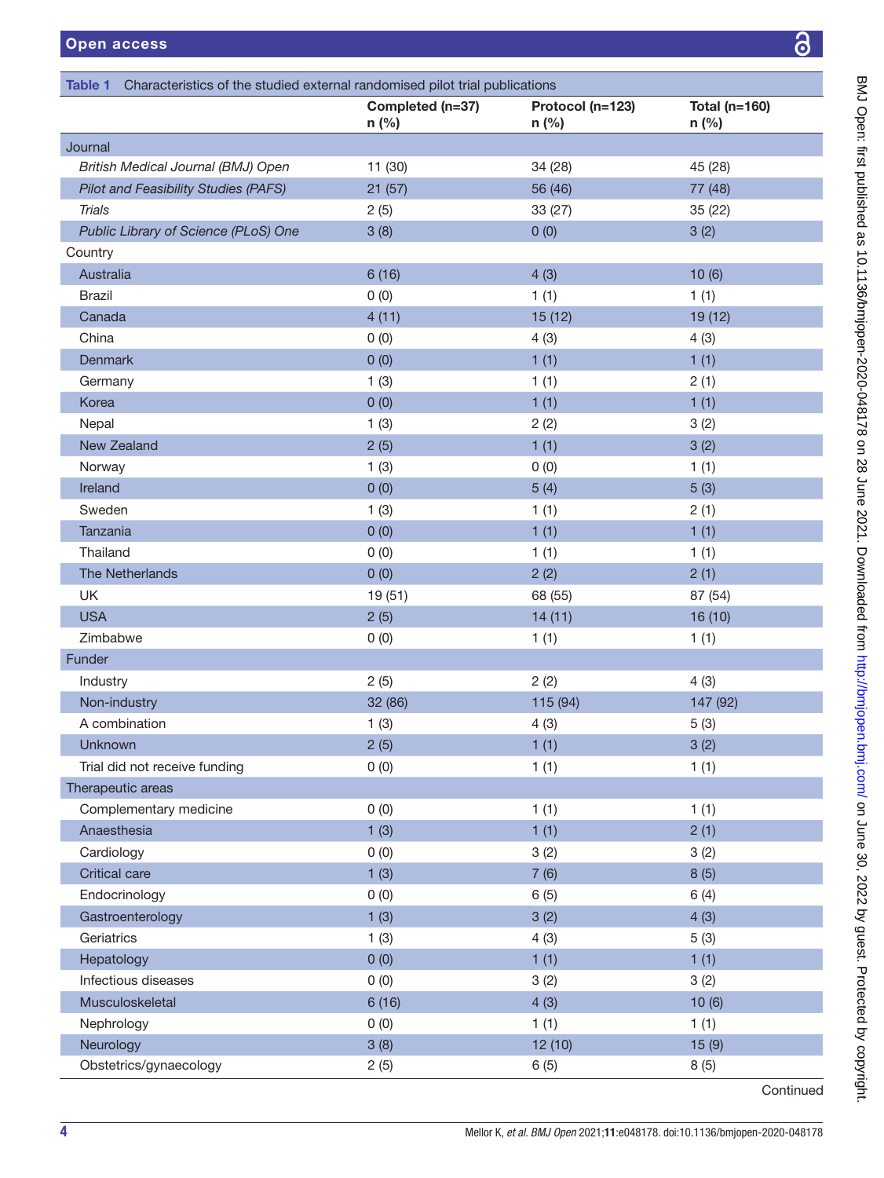**Table 1** Characteristics of the studied external randomised pilot trial publications

| | Completed (n=37) n (%) | Protocol (n=123) n (%) | Total (n=160) n (%) |
|---|---|---|---|
| Journal | | | |
| *British Medical Journal (BMJ) Open* | 11 (30) | 34 (28) | 45 (28) |
| *Pilot and Feasibility Studies (PAFS)* | 21 (57) | 56 (46) | 77 (48) |
| *Trials* | 2 (5) | 33 (27) | 35 (22) |
| *Public Library of Science (PLoS) One* | 3 (8) | 0 (0) | 3 (2) |
| Country | | | |
| Australia | 6 (16) | 4 (3) | 10 (6) |
| Brazil | 0 (0) | 1 (1) | 1 (1) |
| Canada | 4 (11) | 15 (12) | 19 (12) |
| China | 0 (0) | 4 (3) | 4 (3) |
| Denmark | 0 (0) | 1 (1) | 1 (1) |
| Germany | 1 (3) | 1 (1) | 2 (1) |
| Korea | 0 (0) | 1 (1) | 1 (1) |
| Nepal | 1 (3) | 2 (2) | 3 (2) |
| New Zealand | 2 (5) | 1 (1) | 3 (2) |
| Norway | 1 (3) | 0 (0) | 1 (1) |
| Ireland | 0 (0) | 5 (4) | 5 (3) |
| Sweden | 1 (3) | 1 (1) | 2 (1) |
| Tanzania | 0 (0) | 1 (1) | 1 (1) |
| Thailand | 0 (0) | 1 (1) | 1 (1) |
| The Netherlands | 0 (0) | 2 (2) | 2 (1) |
| UK | 19 (51) | 68 (55) | 87 (54) |
| USA | 2 (5) | 14 (11) | 16 (10) |
| Zimbabwe | 0 (0) | 1 (1) | 1 (1) |
| Funder | | | |
| Industry | 2 (5) | 2 (2) | 4 (3) |
| Non-industry | 32 (86) | 115 (94) | 147 (92) |
| A combination | 1 (3) | 4 (3) | 5 (3) |
| Unknown | 2 (5) | 1 (1) | 3 (2) |
| Trial did not receive funding | 0 (0) | 1 (1) | 1 (1) |
| Therapeutic areas | | | |
| Complementary medicine | 0 (0) | 1 (1) | 1 (1) |
| Anaesthesia | 1 (3) | 1 (1) | 2 (1) |
| Cardiology | 0 (0) | 3 (2) | 3 (2) |
| Critical care | 1 (3) | 7 (6) | 8 (5) |
| Endocrinology | 0 (0) | 6 (5) | 6 (4) |
| Gastroenterology | 1 (3) | 3 (2) | 4 (3) |
| Geriatrics | 1 (3) | 4 (3) | 5 (3) |
| Hepatology | 0 (0) | 1 (1) | 1 (1) |
| Infectious diseases | 0 (0) | 3 (2) | 3 (2) |
| Musculoskeletal | 6 (16) | 4 (3) | 10 (6) |
| Nephrology | 0 (0) | 1 (1) | 1 (1) |
| Neurology | 3 (8) | 12 (10) | 15 (9) |
| Obstetrics/gynaecology | 2 (5) | 6 (5) | 8 (5) |

Continued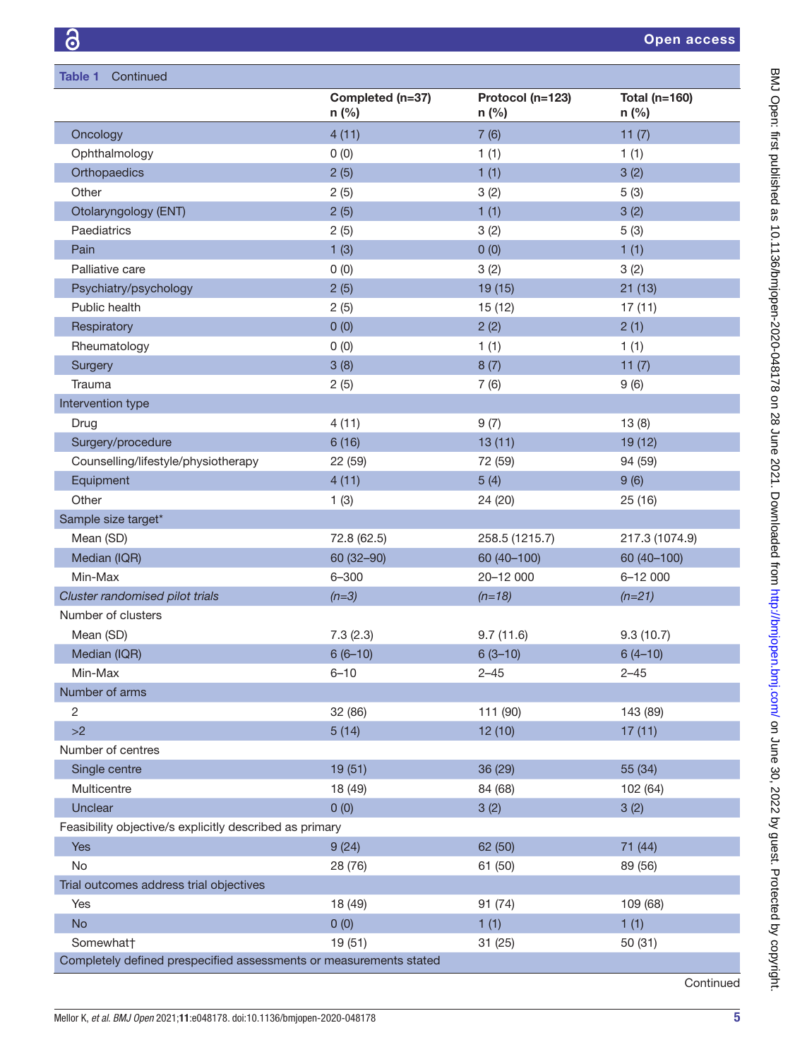**Table 1** Continued

| | Completed (n=37) n (%) | Protocol (n=123) n (%) | Total (n=160) n (%) |
|---|---|---|---|
| Oncology | 4 (11) | 7 (6) | 11 (7) |
| Ophthalmology | 0 (0) | 1 (1) | 1 (1) |
| Orthopaedics | 2 (5) | 1 (1) | 3 (2) |
| Other | 2 (5) | 3 (2) | 5 (3) |
| Otolaryngology (ENT) | 2 (5) | 1 (1) | 3 (2) |
| Paediatrics | 2 (5) | 3 (2) | 5 (3) |
| Pain | 1 (3) | 0 (0) | 1 (1) |
| Palliative care | 0 (0) | 3 (2) | 3 (2) |
| Psychiatry/psychology | 2 (5) | 19 (15) | 21 (13) |
| Public health | 2 (5) | 15 (12) | 17 (11) |
| Respiratory | 0 (0) | 2 (2) | 2 (1) |
| Rheumatology | 0 (0) | 1 (1) | 1 (1) |
| Surgery | 3 (8) | 8 (7) | 11 (7) |
| Trauma | 2 (5) | 7 (6) | 9 (6) |
| Intervention type | | | |
| Drug | 4 (11) | 9 (7) | 13 (8) |
| Surgery/procedure | 6 (16) | 13 (11) | 19 (12) |
| Counselling/lifestyle/physiotherapy | 22 (59) | 72 (59) | 94 (59) |
| Equipment | 4 (11) | 5 (4) | 9 (6) |
| Other | 1 (3) | 24 (20) | 25 (16) |
| Sample size target* | | | |
| Mean (SD) | 72.8 (62.5) | 258.5 (1215.7) | 217.3 (1074.9) |
| Median (IQR) | 60 (32–90) | 60 (40–100) | 60 (40–100) |
| Min-Max | 6–300 | 20–12 000 | 6–12 000 |
| *Cluster randomised pilot trials* | *(n=3)* | *(n=18)* | *(n=21)* |
| Number of clusters | | | |
| Mean (SD) | 7.3 (2.3) | 9.7 (11.6) | 9.3 (10.7) |
| Median (IQR) | 6 (6–10) | 6 (3–10) | 6 (4–10) |
| Min-Max | 6–10 | 2–45 | 2–45 |
| Number of arms | | | |
| 2 | 32 (86) | 111 (90) | 143 (89) |
| >2 | 5 (14) | 12 (10) | 17 (11) |
| Number of centres | | | |
| Single centre | 19 (51) | 36 (29) | 55 (34) |
| Multicentre | 18 (49) | 84 (68) | 102 (64) |
| Unclear | 0 (0) | 3 (2) | 3 (2) |
| Feasibility objective/s explicitly described as primary | | | |
| Yes | 9 (24) | 62 (50) | 71 (44) |
| No | 28 (76) | 61 (50) | 89 (56) |
| Trial outcomes address trial objectives | | | |
| Yes | 18 (49) | 91 (74) | 109 (68) |
| No | 0 (0) | 1 (1) | 1 (1) |
| Somewhat† | 19 (51) | 31 (25) | 50 (31) |
| Completely defined prespecified assessments or measurements stated | | | |

Continued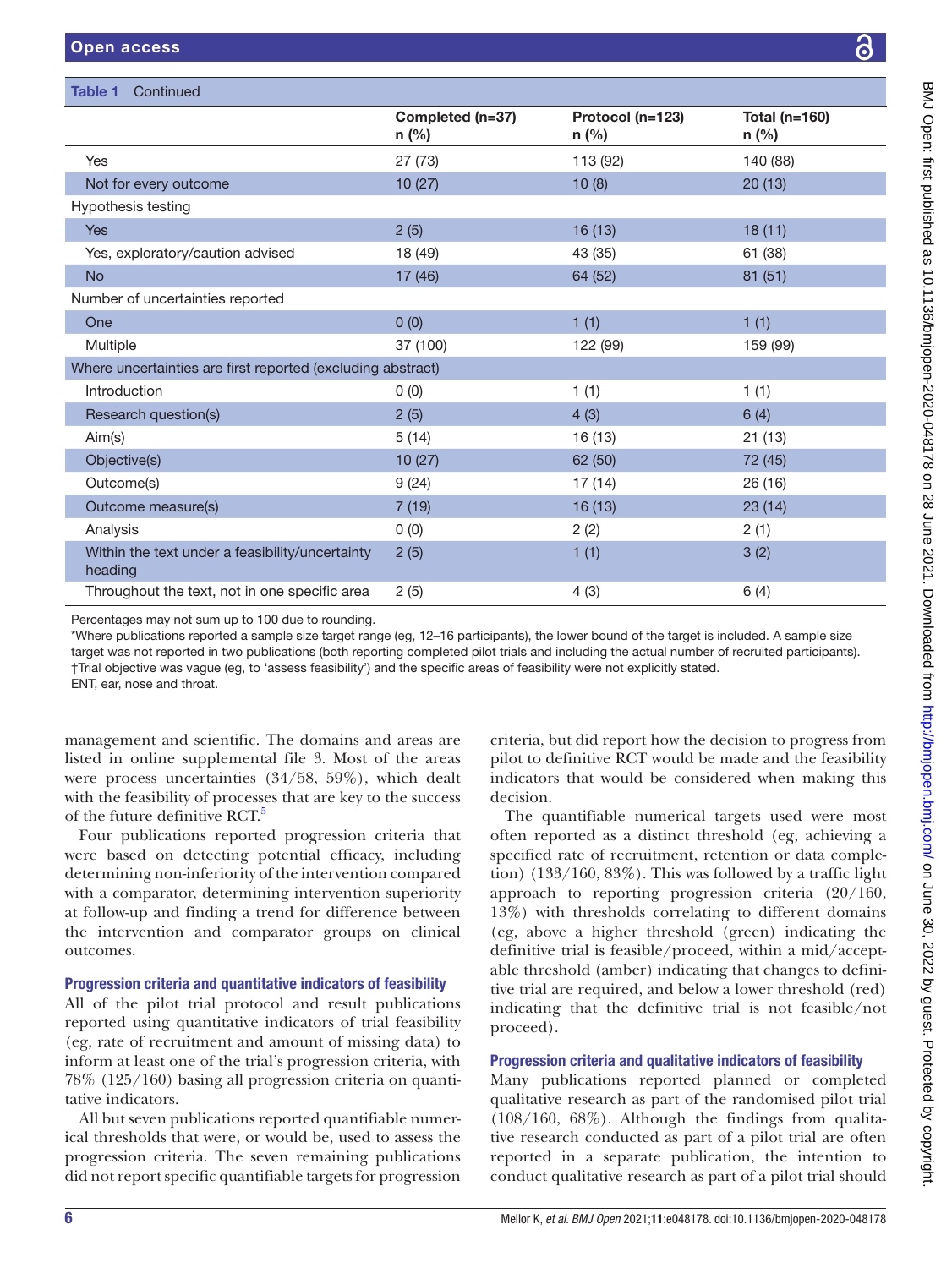**Table 1** Continued

| | Completed (n=37) n (%) | Protocol (n=123) n (%) | Total (n=160) n (%) |
|---|---|---|---|
| Yes | 27 (73) | 113 (92) | 140 (88) |
| Not for every outcome | 10 (27) | 10 (8) | 20 (13) |
| Hypothesis testing | | | |
| Yes | 2 (5) | 16 (13) | 18 (11) |
| Yes, exploratory/caution advised | 18 (49) | 43 (35) | 61 (38) |
| No | 17 (46) | 64 (52) | 81 (51) |
| Number of uncertainties reported | | | |
| One | 0 (0) | 1 (1) | 1 (1) |
| Multiple | 37 (100) | 122 (99) | 159 (99) |
| Where uncertainties are first reported (excluding abstract) | | | |
| Introduction | 0 (0) | 1 (1) | 1 (1) |
| Research question(s) | 2 (5) | 4 (3) | 6 (4) |
| Aim(s) | 5 (14) | 16 (13) | 21 (13) |
| Objective(s) | 10 (27) | 62 (50) | 72 (45) |
| Outcome(s) | 9 (24) | 17 (14) | 26 (16) |
| Outcome measure(s) | 7 (19) | 16 (13) | 23 (14) |
| Analysis | 0 (0) | 2 (2) | 2 (1) |
| Within the text under a feasibility/uncertainty heading | 2 (5) | 1 (1) | 3 (2) |
| Throughout the text, not in one specific area | 2 (5) | 4 (3) | 6 (4) |

Percentages may not sum up to 100 due to rounding.
*Where publications reported a sample size target range (eg, 12–16 participants), the lower bound of the target is included. A sample size target was not reported in two publications (both reporting completed pilot trials and including the actual number of recruited participants).
†Trial objective was vague (eg, to 'assess feasibility') and the specific areas of feasibility were not explicitly stated.
ENT, ear, nose and throat.

management and scientific. The domains and areas are listed in online supplemental file 3. Most of the areas were process uncertainties (34/58, 59%), which dealt with the feasibility of processes that are key to the success of the future definitive RCT.[5]

Four publications reported progression criteria that were based on detecting potential efficacy, including determining non-inferiority of the intervention compared with a comparator, determining intervention superiority at follow-up and finding a trend for difference between the intervention and comparator groups on clinical outcomes.

### Progression criteria and quantitative indicators of feasibility

All of the pilot trial protocol and result publications reported using quantitative indicators of trial feasibility (eg, rate of recruitment and amount of missing data) to inform at least one of the trial's progression criteria, with 78% (125/160) basing all progression criteria on quantitative indicators.

All but seven publications reported quantifiable numerical thresholds that were, or would be, used to assess the progression criteria. The seven remaining publications did not report specific quantifiable targets for progression criteria, but did report how the decision to progress from pilot to definitive RCT would be made and the feasibility indicators that would be considered when making this decision.

The quantifiable numerical targets used were most often reported as a distinct threshold (eg, achieving a specified rate of recruitment, retention or data completion) (133/160, 83%). This was followed by a traffic light approach to reporting progression criteria (20/160, 13%) with thresholds correlating to different domains (eg, above a higher threshold (green) indicating the definitive trial is feasible/proceed, within a mid/acceptable threshold (amber) indicating that changes to definitive trial are required, and below a lower threshold (red) indicating that the definitive trial is not feasible/not proceed).

### Progression criteria and qualitative indicators of feasibility

Many publications reported planned or completed qualitative research as part of the randomised pilot trial (108/160, 68%). Although the findings from qualitative research conducted as part of a pilot trial are often reported in a separate publication, the intention to conduct qualitative research as part of a pilot trial should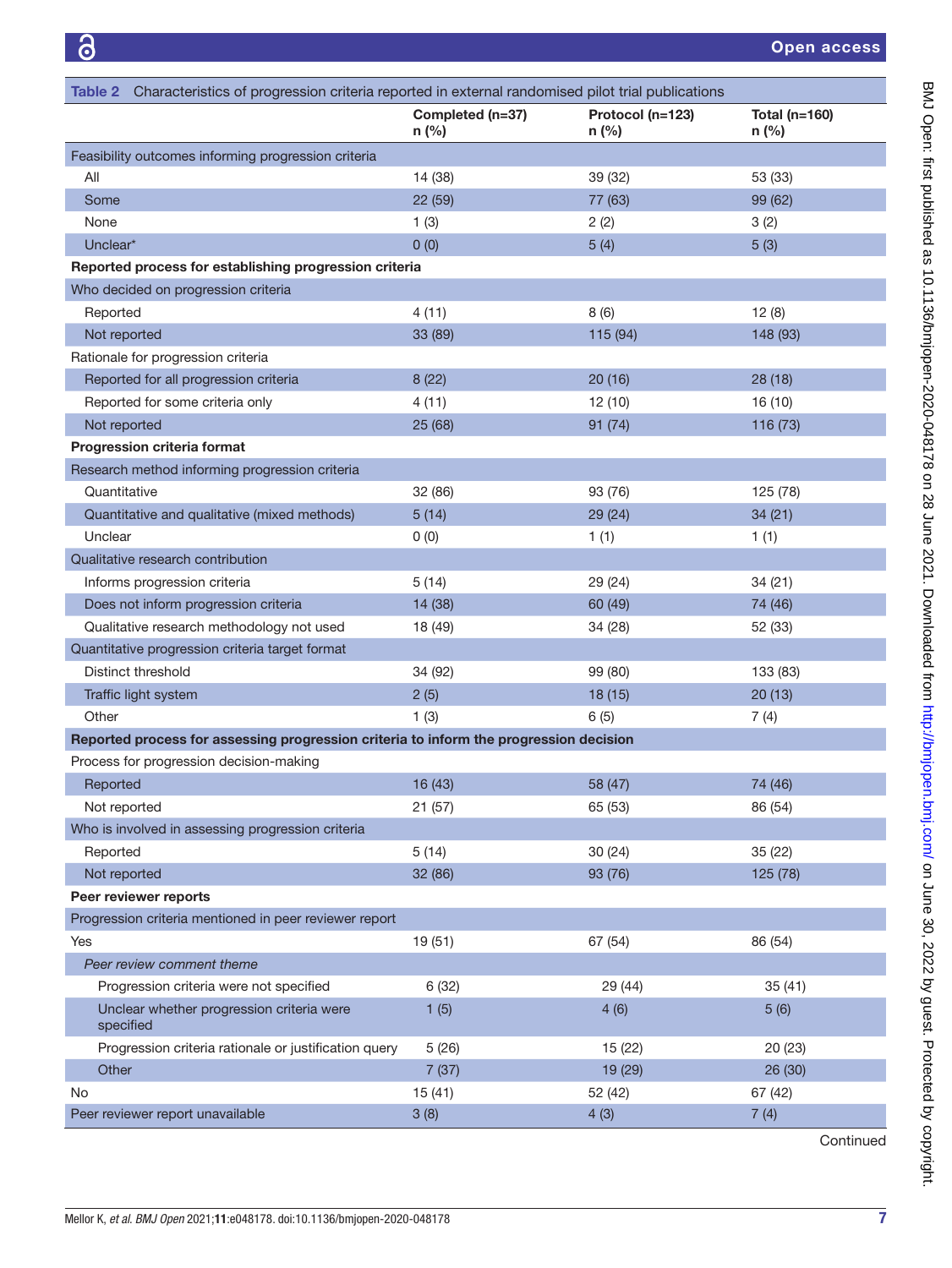**Table 2** Characteristics of progression criteria reported in external randomised pilot trial publications

| | Completed (n=37) n (%) | Protocol (n=123) n (%) | Total (n=160) n (%) |
|---|---|---|---|
| Feasibility outcomes informing progression criteria | | | |
| All | 14 (38) | 39 (32) | 53 (33) |
| Some | 22 (59) | 77 (63) | 99 (62) |
| None | 1 (3) | 2 (2) | 3 (2) |
| Unclear* | 0 (0) | 5 (4) | 5 (3) |
| **Reported process for establishing progression criteria** | | | |
| Who decided on progression criteria | | | |
| Reported | 4 (11) | 8 (6) | 12 (8) |
| Not reported | 33 (89) | 115 (94) | 148 (93) |
| Rationale for progression criteria | | | |
| Reported for all progression criteria | 8 (22) | 20 (16) | 28 (18) |
| Reported for some criteria only | 4 (11) | 12 (10) | 16 (10) |
| Not reported | 25 (68) | 91 (74) | 116 (73) |
| **Progression criteria format** | | | |
| Research method informing progression criteria | | | |
| Quantitative | 32 (86) | 93 (76) | 125 (78) |
| Quantitative and qualitative (mixed methods) | 5 (14) | 29 (24) | 34 (21) |
| Unclear | 0 (0) | 1 (1) | 1 (1) |
| Qualitative research contribution | | | |
| Informs progression criteria | 5 (14) | 29 (24) | 34 (21) |
| Does not inform progression criteria | 14 (38) | 60 (49) | 74 (46) |
| Qualitative research methodology not used | 18 (49) | 34 (28) | 52 (33) |
| Quantitative progression criteria target format | | | |
| Distinct threshold | 34 (92) | 99 (80) | 133 (83) |
| Traffic light system | 2 (5) | 18 (15) | 20 (13) |
| Other | 1 (3) | 6 (5) | 7 (4) |
| **Reported process for assessing progression criteria to inform the progression decision** | | | |
| Process for progression decision-making | | | |
| Reported | 16 (43) | 58 (47) | 74 (46) |
| Not reported | 21 (57) | 65 (53) | 86 (54) |
| Who is involved in assessing progression criteria | | | |
| Reported | 5 (14) | 30 (24) | 35 (22) |
| Not reported | 32 (86) | 93 (76) | 125 (78) |
| **Peer reviewer reports** | | | |
| Progression criteria mentioned in peer reviewer report | | | |
| Yes | 19 (51) | 67 (54) | 86 (54) |
| *Peer review comment theme* | | | |
| Progression criteria were not specified | 6 (32) | 29 (44) | 35 (41) |
| Unclear whether progression criteria were specified | 1 (5) | 4 (6) | 5 (6) |
| Progression criteria rationale or justification query | 5 (26) | 15 (22) | 20 (23) |
| Other | 7 (37) | 19 (29) | 26 (30) |
| No | 15 (41) | 52 (42) | 67 (42) |
| Peer reviewer report unavailable | 3 (8) | 4 (3) | 7 (4) |

Continued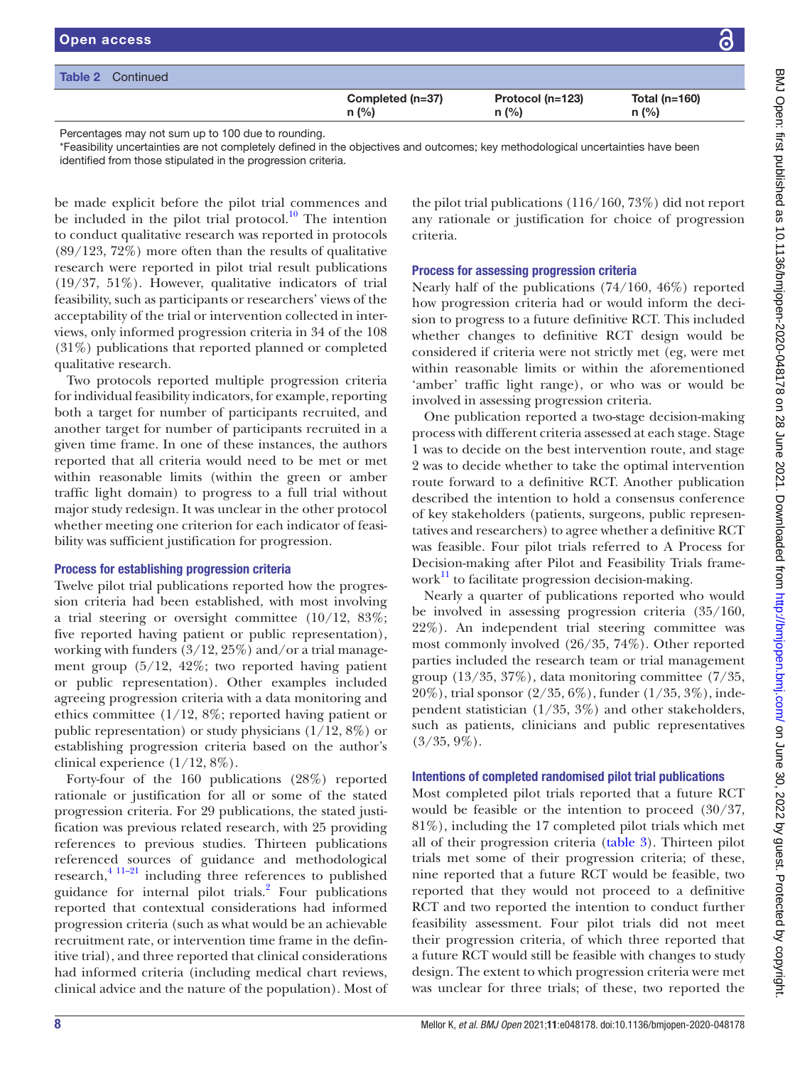Table 2 Continued

| | Completed (n=37) n (%) | Protocol (n=123) n (%) | Total (n=160) n (%) |
|---|---|---|---|

Percentages may not sum up to 100 due to rounding.
*Feasibility uncertainties are not completely defined in the objectives and outcomes; key methodological uncertainties have been identified from those stipulated in the progression criteria.

be made explicit before the pilot trial commences and be included in the pilot trial protocol.[10] The intention to conduct qualitative research was reported in protocols (89/123, 72%) more often than the results of qualitative research were reported in pilot trial result publications (19/37, 51%). However, qualitative indicators of trial feasibility, such as participants or researchers' views of the acceptability of the trial or intervention collected in interviews, only informed progression criteria in 34 of the 108 (31%) publications that reported planned or completed qualitative research.

Two protocols reported multiple progression criteria for individual feasibility indicators, for example, reporting both a target for number of participants recruited, and another target for number of participants recruited in a given time frame. In one of these instances, the authors reported that all criteria would need to be met or met within reasonable limits (within the green or amber traffic light domain) to progress to a full trial without major study redesign. It was unclear in the other protocol whether meeting one criterion for each indicator of feasibility was sufficient justification for progression.

### Process for establishing progression criteria

Twelve pilot trial publications reported how the progression criteria had been established, with most involving a trial steering or oversight committee (10/12, 83%; five reported having patient or public representation), working with funders (3/12, 25%) and/or a trial management group (5/12, 42%; two reported having patient or public representation). Other examples included agreeing progression criteria with a data monitoring and ethics committee (1/12, 8%; reported having patient or public representation) or study physicians (1/12, 8%) or establishing progression criteria based on the author's clinical experience (1/12, 8%).

Forty-four of the 160 publications (28%) reported rationale or justification for all or some of the stated progression criteria. For 29 publications, the stated justification was previous related research, with 25 providing references to previous studies. Thirteen publications referenced sources of guidance and methodological research,[4 11–21] including three references to published guidance for internal pilot trials.[2] Four publications reported that contextual considerations had informed progression criteria (such as what would be an achievable recruitment rate, or intervention time frame in the definitive trial), and three reported that clinical considerations had informed criteria (including medical chart reviews, clinical advice and the nature of the population). Most of the pilot trial publications (116/160, 73%) did not report any rationale or justification for choice of progression criteria.

### Process for assessing progression criteria

Nearly half of the publications (74/160, 46%) reported how progression criteria had or would inform the decision to progress to a future definitive RCT. This included whether changes to definitive RCT design would be considered if criteria were not strictly met (eg, were met within reasonable limits or within the aforementioned 'amber' traffic light range), or who was or would be involved in assessing progression criteria.

One publication reported a two-stage decision-making process with different criteria assessed at each stage. Stage 1 was to decide on the best intervention route, and stage 2 was to decide whether to take the optimal intervention route forward to a definitive RCT. Another publication described the intention to hold a consensus conference of key stakeholders (patients, surgeons, public representatives and researchers) to agree whether a definitive RCT was feasible. Four pilot trials referred to A Process for Decision-making after Pilot and Feasibility Trials framework[11] to facilitate progression decision-making.

Nearly a quarter of publications reported who would be involved in assessing progression criteria (35/160, 22%). An independent trial steering committee was most commonly involved (26/35, 74%). Other reported parties included the research team or trial management group (13/35, 37%), data monitoring committee (7/35, 20%), trial sponsor (2/35, 6%), funder (1/35, 3%), independent statistician (1/35, 3%) and other stakeholders, such as patients, clinicians and public representatives (3/35, 9%).

### Intentions of completed randomised pilot trial publications

Most completed pilot trials reported that a future RCT would be feasible or the intention to proceed (30/37, 81%), including the 17 completed pilot trials which met all of their progression criteria (table 3). Thirteen pilot trials met some of their progression criteria; of these, nine reported that a future RCT would be feasible, two reported that they would not proceed to a definitive RCT and two reported the intention to conduct further feasibility assessment. Four pilot trials did not meet their progression criteria, of which three reported that a future RCT would still be feasible with changes to study design. The extent to which progression criteria were met was unclear for three trials; of these, two reported the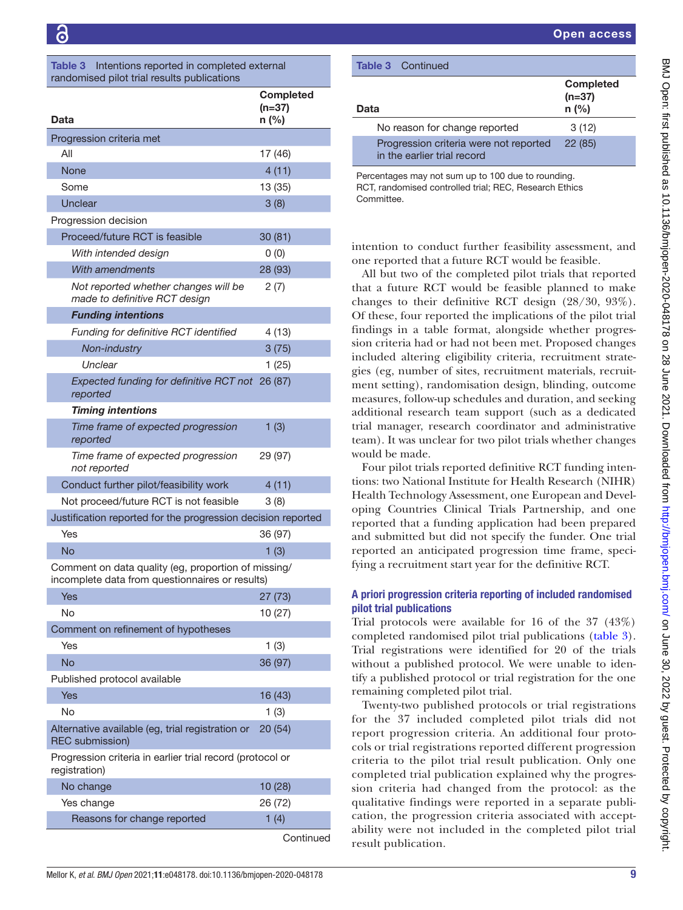**Table 3** Intentions reported in completed external randomised pilot trial results publications

| Data | Completed (n=37) n (%) |
|---|---|
| Progression criteria met | |
| All | 17 (46) |
| None | 4 (11) |
| Some | 13 (35) |
| Unclear | 3 (8) |
| Progression decision | |
| Proceed/future RCT is feasible | 30 (81) |
| *With intended design* | 0 (0) |
| *With amendments* | 28 (93) |
| *Not reported whether changes will be made to definitive RCT design* | 2 (7) |
| ***Funding intentions*** | |
| *Funding for definitive RCT identified* | 4 (13) |
| *Non-industry* | 3 (75) |
| *Unclear* | 1 (25) |
| *Expected funding for definitive RCT not reported* | 26 (87) |
| ***Timing intentions*** | |
| *Time frame of expected progression reported* | 1 (3) |
| *Time frame of expected progression not reported* | 29 (97) |
| Conduct further pilot/feasibility work | 4 (11) |
| Not proceed/future RCT is not feasible | 3 (8) |
| Justification reported for the progression decision reported | |
| Yes | 36 (97) |
| No | 1 (3) |
| Comment on data quality (eg, proportion of missing/incomplete data from questionnaires or results) | |
| Yes | 27 (73) |
| No | 10 (27) |
| Comment on refinement of hypotheses | |
| Yes | 1 (3) |
| No | 36 (97) |
| Published protocol available | |
| Yes | 16 (43) |
| No | 1 (3) |
| Alternative available (eg, trial registration or REC submission) | 20 (54) |
| Progression criteria in earlier trial record (protocol or registration) | |
| No change | 10 (28) |
| Yes change | 26 (72) |
| Reasons for change reported | 1 (4) |
| No reason for change reported | 3 (12) |
| Progression criteria were not reported in the earlier trial record | 22 (85) |

Percentages may not sum up to 100 due to rounding.
RCT, randomised controlled trial; REC, Research Ethics Committee.

intention to conduct further feasibility assessment, and one reported that a future RCT would be feasible.

All but two of the completed pilot trials that reported that a future RCT would be feasible planned to make changes to their definitive RCT design (28/30, 93%). Of these, four reported the implications of the pilot trial findings in a table format, alongside whether progression criteria had or had not been met. Proposed changes included altering eligibility criteria, recruitment strategies (eg, number of sites, recruitment materials, recruitment setting), randomisation design, blinding, outcome measures, follow-up schedules and duration, and seeking additional research team support (such as a dedicated trial manager, research coordinator and administrative team). It was unclear for two pilot trials whether changes would be made.

Four pilot trials reported definitive RCT funding intentions: two National Institute for Health Research (NIHR) Health Technology Assessment, one European and Developing Countries Clinical Trials Partnership, and one reported that a funding application had been prepared and submitted but did not specify the funder. One trial reported an anticipated progression time frame, specifying a recruitment start year for the definitive RCT.

### A priori progression criteria reporting of included randomised pilot trial publications

Trial protocols were available for 16 of the 37 (43%) completed randomised pilot trial publications (table 3). Trial registrations were identified for 20 of the trials without a published protocol. We were unable to identify a published protocol or trial registration for the one remaining completed pilot trial.

Twenty-two published protocols or trial registrations for the 37 included completed pilot trials did not report progression criteria. An additional four protocols or trial registrations reported different progression criteria to the pilot trial result publication. Only one completed trial publication explained why the progression criteria had changed from the protocol: as the qualitative findings were reported in a separate publication, the progression criteria associated with acceptability were not included in the completed pilot trial result publication.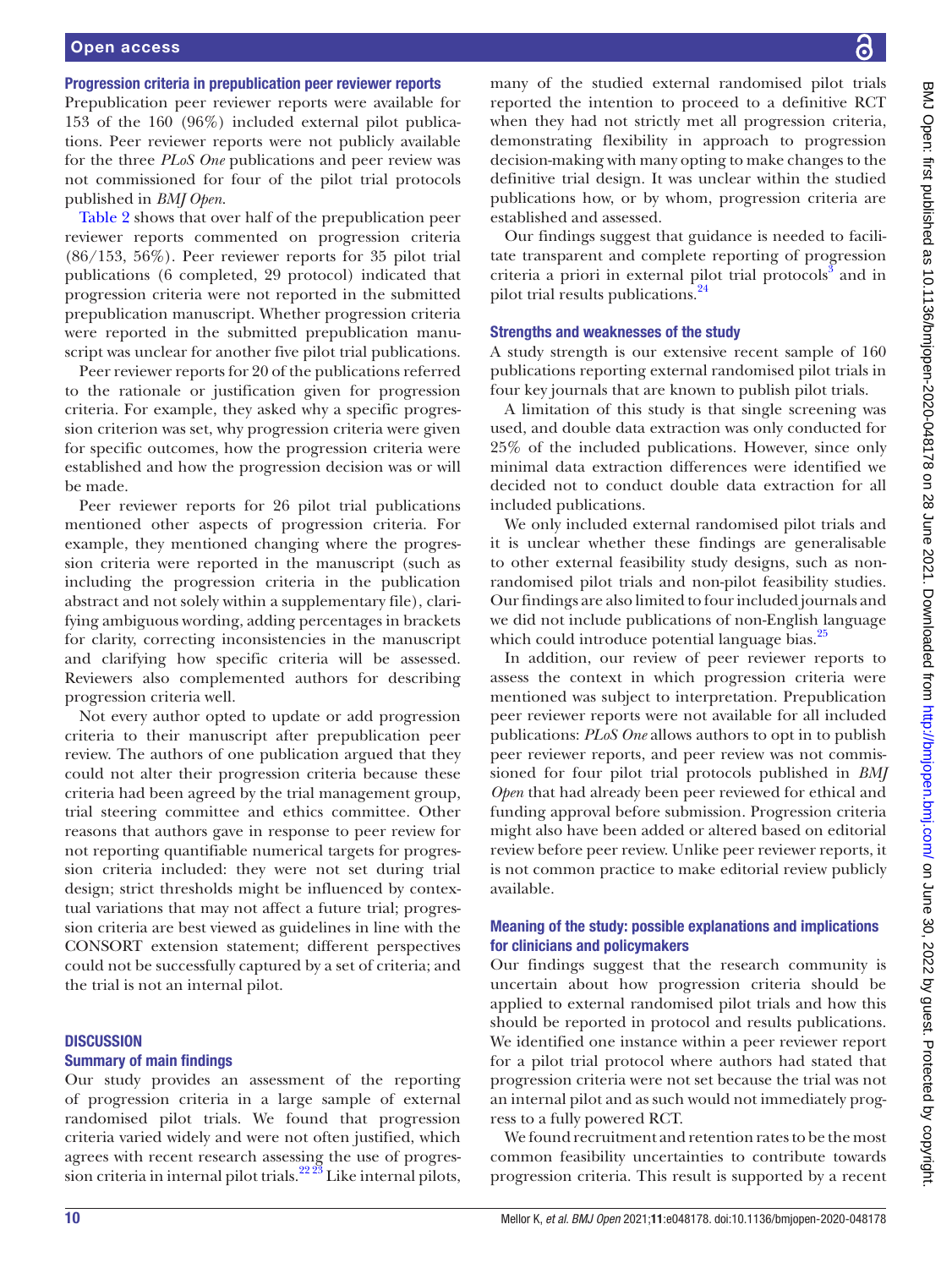### Progression criteria in prepublication peer reviewer reports

Prepublication peer reviewer reports were available for 153 of the 160 (96%) included external pilot publications. Peer reviewer reports were not publicly available for the three *PLoS One* publications and peer review was not commissioned for four of the pilot trial protocols published in *BMJ Open*.

Table 2 shows that over half of the prepublication peer reviewer reports commented on progression criteria (86/153, 56%). Peer reviewer reports for 35 pilot trial publications (6 completed, 29 protocol) indicated that progression criteria were not reported in the submitted prepublication manuscript. Whether progression criteria were reported in the submitted prepublication manuscript was unclear for another five pilot trial publications.

Peer reviewer reports for 20 of the publications referred to the rationale or justification given for progression criteria. For example, they asked why a specific progression criterion was set, why progression criteria were given for specific outcomes, how the progression criteria were established and how the progression decision was or will be made.

Peer reviewer reports for 26 pilot trial publications mentioned other aspects of progression criteria. For example, they mentioned changing where the progression criteria were reported in the manuscript (such as including the progression criteria in the publication abstract and not solely within a supplementary file), clarifying ambiguous wording, adding percentages in brackets for clarity, correcting inconsistencies in the manuscript and clarifying how specific criteria will be assessed. Reviewers also complemented authors for describing progression criteria well.

Not every author opted to update or add progression criteria to their manuscript after prepublication peer review. The authors of one publication argued that they could not alter their progression criteria because these criteria had been agreed by the trial management group, trial steering committee and ethics committee. Other reasons that authors gave in response to peer review for not reporting quantifiable numerical targets for progression criteria included: they were not set during trial design; strict thresholds might be influenced by contextual variations that may not affect a future trial; progression criteria are best viewed as guidelines in line with the CONSORT extension statement; different perspectives could not be successfully captured by a set of criteria; and the trial is not an internal pilot.

## DISCUSSION

### Summary of main findings

Our study provides an assessment of the reporting of progression criteria in a large sample of external randomised pilot trials. We found that progression criteria varied widely and were not often justified, which agrees with recent research assessing the use of progression criteria in internal pilot trials.[22,23] Like internal pilots, many of the studied external randomised pilot trials reported the intention to proceed to a definitive RCT when they had not strictly met all progression criteria, demonstrating flexibility in approach to progression decision-making with many opting to make changes to the definitive trial design. It was unclear within the studied publications how, or by whom, progression criteria are established and assessed.

Our findings suggest that guidance is needed to facilitate transparent and complete reporting of progression criteria a priori in external pilot trial protocols[3] and in pilot trial results publications.[24]

### Strengths and weaknesses of the study

A study strength is our extensive recent sample of 160 publications reporting external randomised pilot trials in four key journals that are known to publish pilot trials.

A limitation of this study is that single screening was used, and double data extraction was only conducted for 25% of the included publications. However, since only minimal data extraction differences were identified we decided not to conduct double data extraction for all included publications.

We only included external randomised pilot trials and it is unclear whether these findings are generalisable to other external feasibility study designs, such as non-randomised pilot trials and non-pilot feasibility studies. Our findings are also limited to four included journals and we did not include publications of non-English language which could introduce potential language bias.[25]

In addition, our review of peer reviewer reports to assess the context in which progression criteria were mentioned was subject to interpretation. Prepublication peer reviewer reports were not available for all included publications: *PLoS One* allows authors to opt in to publish peer reviewer reports, and peer review was not commissioned for four pilot trial protocols published in *BMJ Open* that had already been peer reviewed for ethical and funding approval before submission. Progression criteria might also have been added or altered based on editorial review before peer review. Unlike peer reviewer reports, it is not common practice to make editorial review publicly available.

### Meaning of the study: possible explanations and implications for clinicians and policymakers

Our findings suggest that the research community is uncertain about how progression criteria should be applied to external randomised pilot trials and how this should be reported in protocol and results publications. We identified one instance within a peer reviewer report for a pilot trial protocol where authors had stated that progression criteria were not set because the trial was not an internal pilot and as such would not immediately progress to a fully powered RCT.

We found recruitment and retention rates to be the most common feasibility uncertainties to contribute towards progression criteria. This result is supported by a recent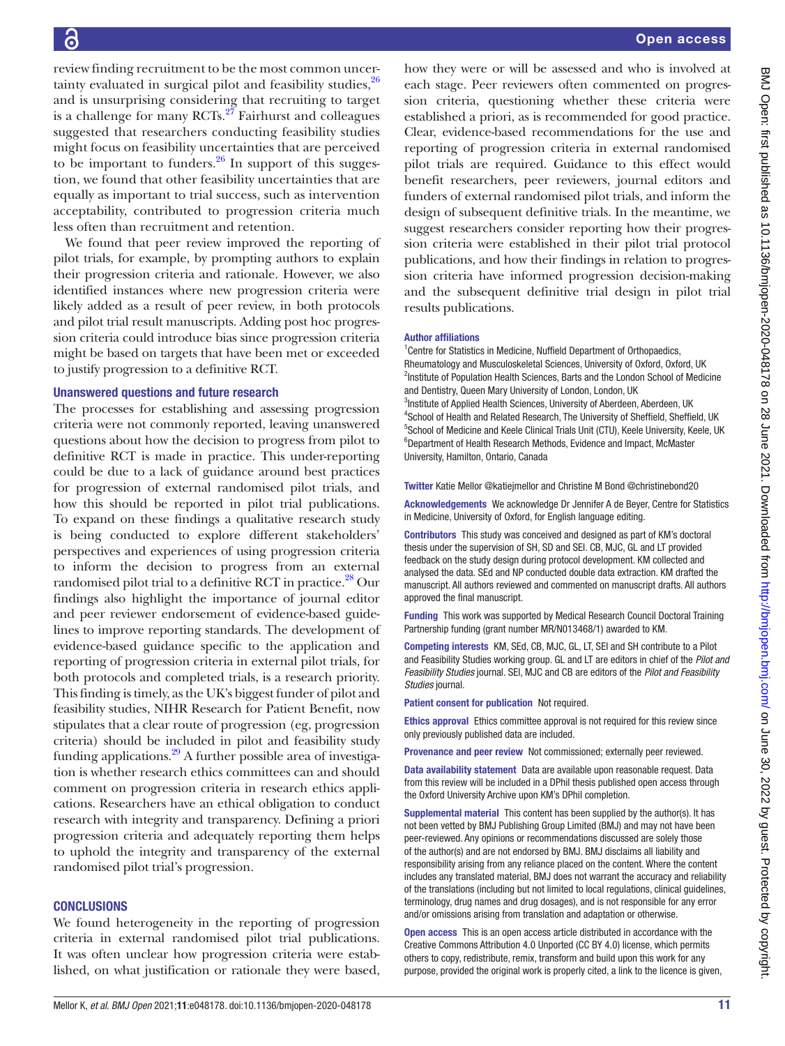review finding recruitment to be the most common uncertainty evaluated in surgical pilot and feasibility studies,[26] and is unsurprising considering that recruiting to target is a challenge for many RCTs.[27] Fairhurst and colleagues suggested that researchers conducting feasibility studies might focus on feasibility uncertainties that are perceived to be important to funders.[26] In support of this suggestion, we found that other feasibility uncertainties that are equally as important to trial success, such as intervention acceptability, contributed to progression criteria much less often than recruitment and retention.

We found that peer review improved the reporting of pilot trials, for example, by prompting authors to explain their progression criteria and rationale. However, we also identified instances where new progression criteria were likely added as a result of peer review, in both protocols and pilot trial result manuscripts. Adding post hoc progression criteria could introduce bias since progression criteria might be based on targets that have been met or exceeded to justify progression to a definitive RCT.

### Unanswered questions and future research

The processes for establishing and assessing progression criteria were not commonly reported, leaving unanswered questions about how the decision to progress from pilot to definitive RCT is made in practice. This under-reporting could be due to a lack of guidance around best practices for progression of external randomised pilot trials, and how this should be reported in pilot trial publications. To expand on these findings a qualitative research study is being conducted to explore different stakeholders' perspectives and experiences of using progression criteria to inform the decision to progress from an external randomised pilot trial to a definitive RCT in practice.[28] Our findings also highlight the importance of journal editor and peer reviewer endorsement of evidence-based guidelines to improve reporting standards. The development of evidence-based guidance specific to the application and reporting of progression criteria in external pilot trials, for both protocols and completed trials, is a research priority. This finding is timely, as the UK's biggest funder of pilot and feasibility studies, NIHR Research for Patient Benefit, now stipulates that a clear route of progression (eg, progression criteria) should be included in pilot and feasibility study funding applications.[29] A further possible area of investigation is whether research ethics committees can and should comment on progression criteria in research ethics applications. Researchers have an ethical obligation to conduct research with integrity and transparency. Defining a priori progression criteria and adequately reporting them helps to uphold the integrity and transparency of the external randomised pilot trial's progression.

## CONCLUSIONS

We found heterogeneity in the reporting of progression criteria in external randomised pilot trial publications. It was often unclear how progression criteria were established, on what justification or rationale they were based, how they were or will be assessed and who is involved at each stage. Peer reviewers often commented on progression criteria, questioning whether these criteria were established a priori, as is recommended for good practice. Clear, evidence-based recommendations for the use and reporting of progression criteria in external randomised pilot trials are required. Guidance to this effect would benefit researchers, peer reviewers, journal editors and funders of external randomised pilot trials, and inform the design of subsequent definitive trials. In the meantime, we suggest researchers consider reporting how their progression criteria were established in their pilot trial protocol publications, and how their findings in relation to progression criteria have informed progression decision-making and the subsequent definitive trial design in pilot trial results publications.

**Author affiliations**

[1]Centre for Statistics in Medicine, Nuffield Department of Orthopaedics, Rheumatology and Musculoskeletal Sciences, University of Oxford, Oxford, UK
[2]Institute of Population Health Sciences, Barts and the London School of Medicine and Dentistry, Queen Mary University of London, London, UK
[3]Institute of Applied Health Sciences, University of Aberdeen, Aberdeen, UK
[4]School of Health and Related Research, The University of Sheffield, Sheffield, UK
[5]School of Medicine and Keele Clinical Trials Unit (CTU), Keele University, Keele, UK
[6]Department of Health Research Methods, Evidence and Impact, McMaster University, Hamilton, Ontario, Canada

**Twitter** Katie Mellor @katiejmellor and Christine M Bond @christinebond20

**Acknowledgements** We acknowledge Dr Jennifer A de Beyer, Centre for Statistics in Medicine, University of Oxford, for English language editing.

**Contributors** This study was conceived and designed as part of KM's doctoral thesis under the supervision of SH, SD and SEl. CB, MJC, GL and LT provided feedback on the study design during protocol development. KM collected and analysed the data. SEd and NP conducted double data extraction. KM drafted the manuscript. All authors reviewed and commented on manuscript drafts. All authors approved the final manuscript.

**Funding** This work was supported by Medical Research Council Doctoral Training Partnership funding (grant number MR/N013468/1) awarded to KM.

**Competing interests** KM, SEd, CB, MJC, GL, LT, SEl and SH contribute to a Pilot and Feasibility Studies working group. GL and LT are editors in chief of the *Pilot and Feasibility Studies* journal. SEl, MJC and CB are editors of the *Pilot and Feasibility Studies* journal.

**Patient consent for publication** Not required.

**Ethics approval** Ethics committee approval is not required for this review since only previously published data are included.

**Provenance and peer review** Not commissioned; externally peer reviewed.

**Data availability statement** Data are available upon reasonable request. Data from this review will be included in a DPhil thesis published open access through the Oxford University Archive upon KM's DPhil completion.

**Supplemental material** This content has been supplied by the author(s). It has not been vetted by BMJ Publishing Group Limited (BMJ) and may not have been peer-reviewed. Any opinions or recommendations discussed are solely those of the author(s) and are not endorsed by BMJ. BMJ disclaims all liability and responsibility arising from any reliance placed on the content. Where the content includes any translated material, BMJ does not warrant the accuracy and reliability of the translations (including but not limited to local regulations, clinical guidelines, terminology, drug names and drug dosages), and is not responsible for any error and/or omissions arising from translation and adaptation or otherwise.

**Open access** This is an open access article distributed in accordance with the Creative Commons Attribution 4.0 Unported (CC BY 4.0) license, which permits others to copy, redistribute, remix, transform and build upon this work for any purpose, provided the original work is properly cited, a link to the licence is given,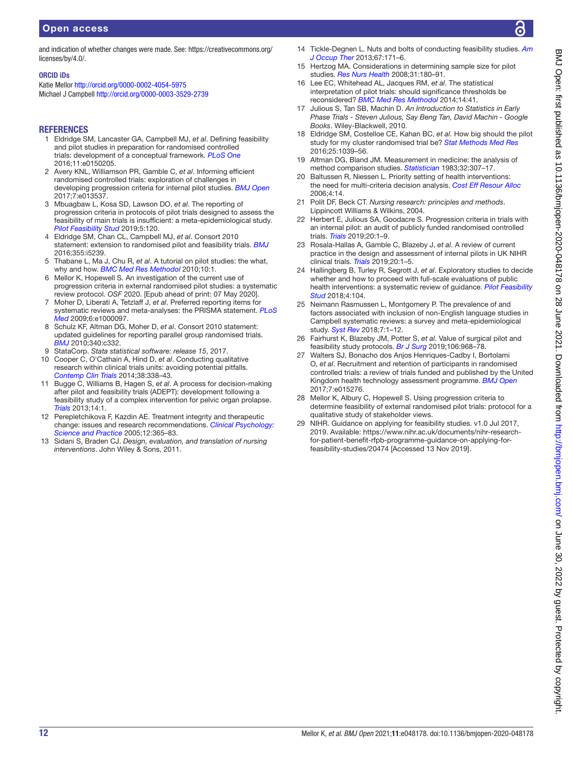and indication of whether changes were made. See: https://creativecommons.org/licenses/by/4.0/.

### ORCID iDs

Katie Mellor http://orcid.org/0000-0002-4054-5975
Michael J Campbell http://orcid.org/0000-0003-3529-2739

## REFERENCES

1. Eldridge SM, Lancaster GA, Campbell MJ, *et al*. Defining feasibility and pilot studies in preparation for randomised controlled trials: development of a conceptual framework. *PLoS One* 2016;11:e0150205.
2. Avery KNL, Williamson PR, Gamble C, *et al*. Informing efficient randomised controlled trials: exploration of challenges in developing progression criteria for internal pilot studies. *BMJ Open* 2017;7:e013537.
3. Mbuagbaw L, Kosa SD, Lawson DO, *et al*. The reporting of progression criteria in protocols of pilot trials designed to assess the feasibility of main trials is insufficient: a meta-epidemiological study. *Pilot Feasibility Stud* 2019;5:120.
4. Eldridge SM, Chan CL, Campbell MJ, *et al*. Consort 2010 statement: extension to randomised pilot and feasibility trials. *BMJ* 2016;355:i5239.
5. Thabane L, Ma J, Chu R, *et al*. A tutorial on pilot studies: the what, why and how. *BMC Med Res Methodol* 2010;10:1.
6. Mellor K, Hopewell S. An investigation of the current use of progression criteria in external randomised pilot studies: a systematic review protocol. *OSF* 2020. [Epub ahead of print: 07 May 2020].
7. Moher D, Liberati A, Tetzlaff J, *et al*. Preferred reporting items for systematic reviews and meta-analyses: the PRISMA statement. *PLoS Med* 2009;6:e1000097.
8. Schulz KF, Altman DG, Moher D, *et al*. Consort 2010 statement: updated guidelines for reporting parallel group randomised trials. *BMJ* 2010;340:c332.
9. StataCorp. *Stata statistical software: release 15*, 2017.
10. Cooper C, O'Cathain A, Hind D, *et al*. Conducting qualitative research within clinical trials units: avoiding potential pitfalls. *Contemp Clin Trials* 2014;38:338–43.
11. Bugge C, Williams B, Hagen S, *et al*. A process for decision-making after pilot and feasibility trials (ADEPT): development following a feasibility study of a complex intervention for pelvic organ prolapse. *Trials* 2013;14:1.
12. Perepletchikova F, Kazdin AE. Treatment integrity and therapeutic change: issues and research recommendations. *Clinical Psychology: Science and Practice* 2005;12:365–83.
13. Sidani S, Braden CJ. *Design, evaluation, and translation of nursing interventions*. John Wiley & Sons, 2011.
14. Tickle-Degnen L. Nuts and bolts of conducting feasibility studies. *Am J Occup Ther* 2013;67:171–6.
15. Hertzog MA. Considerations in determining sample size for pilot studies. *Res Nurs Health* 2008;31:180–91.
16. Lee EC, Whitehead AL, Jacques RM, *et al*. The statistical interpretation of pilot trials: should significance thresholds be reconsidered? *BMC Med Res Methodol* 2014;14:41.
17. Julious S, Tan SB, Machin D. *An Introduction to Statistics in Early Phase Trials - Steven Julious, Say Beng Tan, David Machin - Google Books*. Wiley-Blackwell, 2010.
18. Eldridge SM, Costelloe CE, Kahan BC, *et al*. How big should the pilot study for my cluster randomised trial be? *Stat Methods Med Res* 2016;25:1039–56.
19. Altman DG, Bland JM. Measurement in medicine: the analysis of method comparison studies. *Statistician* 1983;32:307–17.
20. Baltussen R, Niessen L. Priority setting of health interventions: the need for multi-criteria decision analysis. *Cost Eff Resour Alloc* 2006;4:14.
21. Polit DF, Beck CT. *Nursing research: principles and methods*. Lippincott Williams & Wilkins, 2004.
22. Herbert E, Julious SA, Goodacre S. Progression criteria in trials with an internal pilot: an audit of publicly funded randomised controlled trials. *Trials* 2019;20:1–9.
23. Rosala-Hallas A, Gamble C, Blazeby J, *et al*. A review of current practice in the design and assessment of internal pilots in UK NIHR clinical trials. *Trials* 2019;20:1–5.
24. Hallingberg B, Turley R, Segrott J, *et al*. Exploratory studies to decide whether and how to proceed with full-scale evaluations of public health interventions: a systematic review of guidance. *Pilot Feasibility Stud* 2018;4:104.
25. Neimann Rasmussen L, Montgomery P. The prevalence of and factors associated with inclusion of non-English language studies in Campbell systematic reviews: a survey and meta-epidemiological study. *Syst Rev* 2018;7:1–12.
26. Fairhurst K, Blazeby JM, Potter S, *et al*. Value of surgical pilot and feasibility study protocols. *Br J Surg* 2019;106:968–78.
27. Walters SJ, Bonacho dos Anjos Henriques-Cadby I, Bortolami O, *et al*. Recruitment and retention of participants in randomised controlled trials: a review of trials funded and published by the United Kingdom health technology assessment programme. *BMJ Open* 2017;7:e015276.
28. Mellor K, Albury C, Hopewell S. Using progression criteria to determine feasibility of external randomised pilot trials: protocol for a qualitative study of stakeholder views.
29. NIHR. Guidance on applying for feasibility studies. v1.0 Jul 2017, 2019. Available: https://www.nihr.ac.uk/documents/nihr-research-for-patient-benefit-rfpb-programme-guidance-on-applying-for-feasibility-studies/20474 [Accessed 13 Nov 2019].